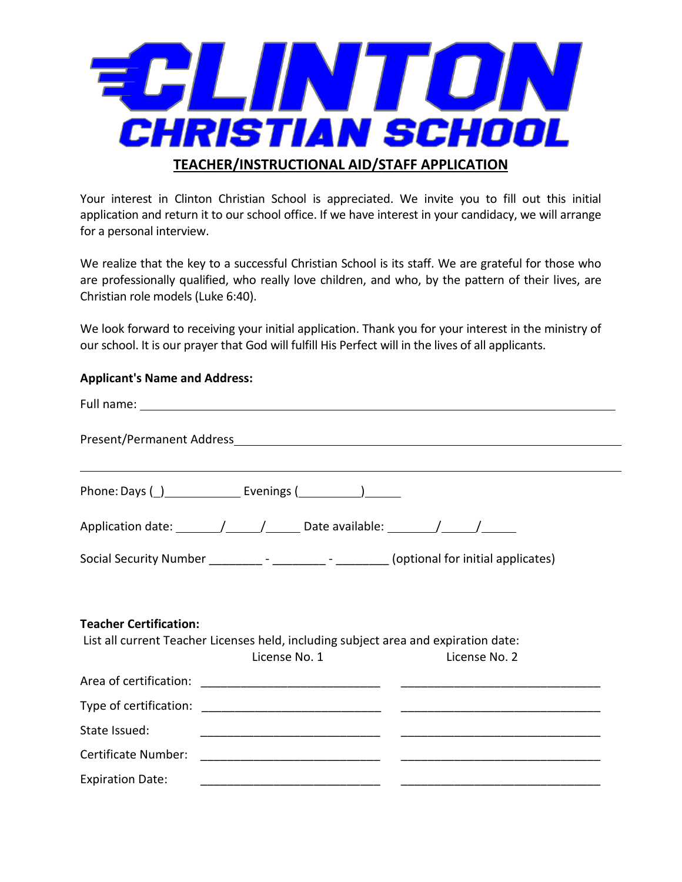# CLINTON CHRISTIAN SCHOOL

## TEACHER/INSTRUCTIONAL AID/STAFF APPLICATION

Your interest in Clinton Christian School is appreciated. We invite you to fill out this initial application and return it to our school office. If we have interest in your candidacy, we will arrange for a personal interview.

We realize that the key to a successful Christian School is its staff. We are grateful for those who are professionally qualified, who really love children, and who, by the pattern of their lives, are Christian role models (Luke 6:40).

We look forward to receiving your initial application. Thank you for your interest in the ministry of our school. It is our prayer that God will fulfill His Perfect will in the lives of all applicants.

**Applicant's Name and Address:**

Full name: ______________________________________________

Present/Permanent Address ______________________________________________

______________________________________________

Phone: Days (_)____________ Evenings (__________)______

Application date: _______/_____/_____ Date available: _______/_____/_____

Social Security Number ________ - ________ - ________ (optional for initial applicates)

**Teacher Certification:**

List all current Teacher Licenses held, including subject area and expiration date:

| | License No. 1 | License No. 2 |
|---|---|---|
| Area of certification: | ___________________________ | ______________________________ |
| Type of certification: | ___________________________ | ______________________________ |
| State Issued: | ___________________________ | ______________________________ |
| Certificate Number: | ___________________________ | ______________________________ |
| Expiration Date: | ___________________________ | ______________________________ |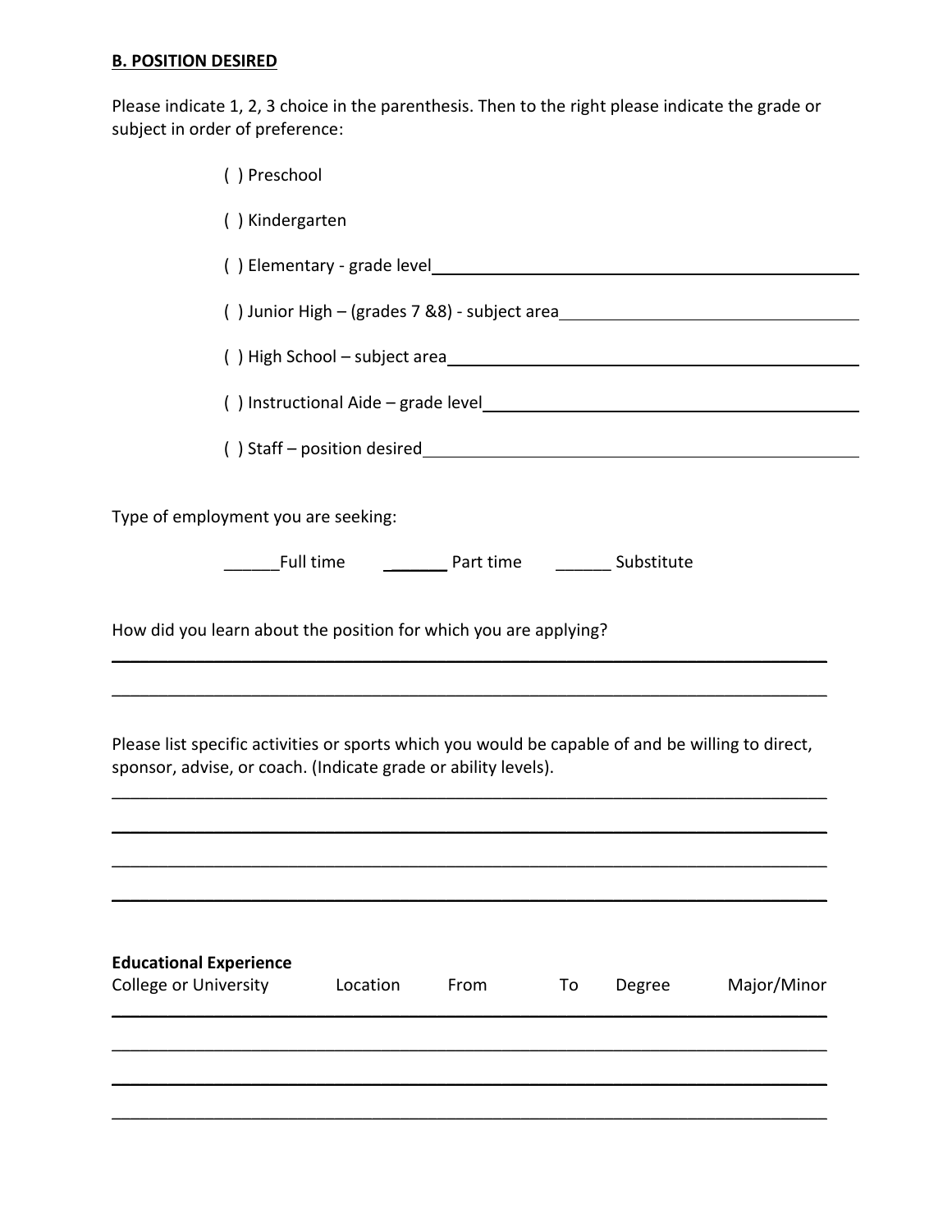**B. POSITION DESIRED**

Please indicate 1, 2, 3 choice in the parenthesis. Then to the right please indicate the grade or subject in order of preference:

( ) Preschool

( ) Kindergarten

( ) Elementary - grade level_______________________________________

( ) Junior High – (grades 7 &8) - subject area_______________________________

( ) High School – subject area_______________________________________

( ) Instructional Aide – grade level_____________________________________

( ) Staff – position desired__________________________________________

Type of employment you are seeking:

______Full time _______ Part time ______ Substitute

How did you learn about the position for which you are applying?

_______________________________________________________________________________

_______________________________________________________________________________

Please list specific activities or sports which you would be capable of and be willing to direct, sponsor, advise, or coach. (Indicate grade or ability levels).

_______________________________________________________________________________

_______________________________________________________________________________

_______________________________________________________________________________

_______________________________________________________________________________

**Educational Experience**

| College or University | Location | From | To | Degree | Major/Minor |
|---|---|---|---|---|---|
| | | | | | |
| | | | | | |
| | | | | | |
| | | | | | |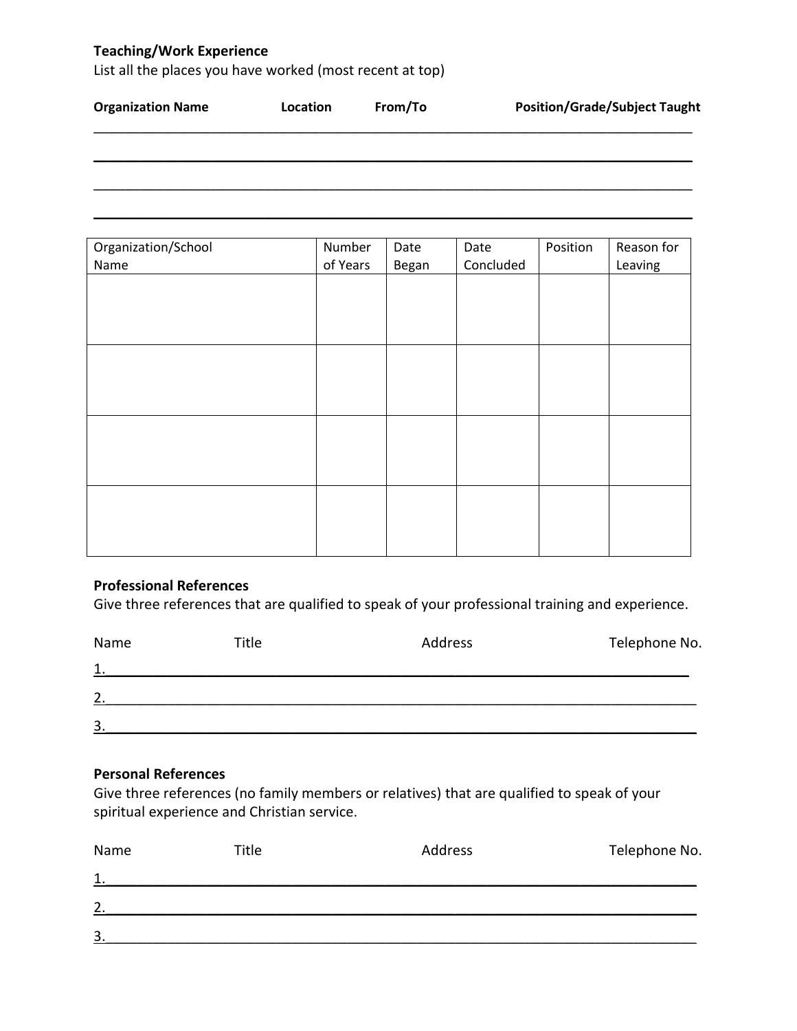**Teaching/Work Experience**

List all the places you have worked (most recent at top)

**Organization Name** **Location** **From/To** **Position/Grade/Subject Taught**

______________________________________________________________________________

______________________________________________________________________________

______________________________________________________________________________

______________________________________________________________________________

| Organization/School Name | Number of Years | Date Began | Date Concluded | Position | Reason for Leaving |
|---|---|---|---|---|---|
| | | | | | |
| | | | | | |
| | | | | | |
| | | | | | |

**Professional References**

Give three references that are qualified to speak of your professional training and experience.

Name Title Address Telephone No.

1.____________________________________________________________________________

2.____________________________________________________________________________

3.____________________________________________________________________________

**Personal References**

Give three references (no family members or relatives) that are qualified to speak of your spiritual experience and Christian service.

Name Title Address Telephone No.

1.____________________________________________________________________________

2.____________________________________________________________________________

3.____________________________________________________________________________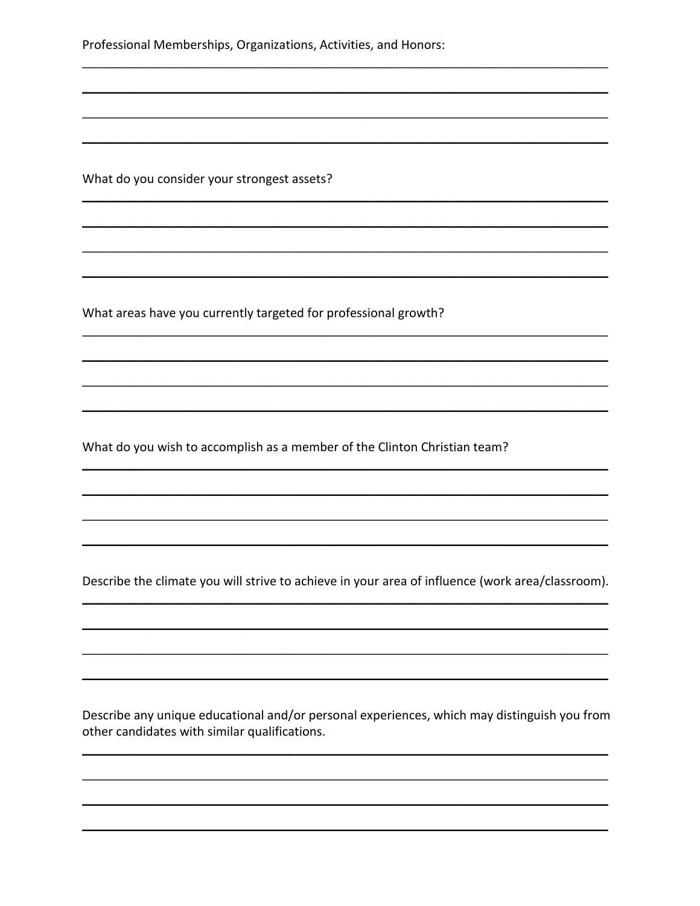Professional Memberships, Organizations, Activities, and Honors:

\_\_\_\_\_\_\_\_\_\_\_\_\_\_\_\_\_\_\_\_\_\_\_\_\_\_\_\_\_\_\_\_\_\_\_\_\_\_\_\_\_\_\_\_\_\_\_\_\_\_\_\_\_\_\_\_\_\_\_\_\_\_\_\_\_\_\_\_\_\_\_\_

\_\_\_\_\_\_\_\_\_\_\_\_\_\_\_\_\_\_\_\_\_\_\_\_\_\_\_\_\_\_\_\_\_\_\_\_\_\_\_\_\_\_\_\_\_\_\_\_\_\_\_\_\_\_\_\_\_\_\_\_\_\_\_\_\_\_\_\_\_\_\_\_

\_\_\_\_\_\_\_\_\_\_\_\_\_\_\_\_\_\_\_\_\_\_\_\_\_\_\_\_\_\_\_\_\_\_\_\_\_\_\_\_\_\_\_\_\_\_\_\_\_\_\_\_\_\_\_\_\_\_\_\_\_\_\_\_\_\_\_\_\_\_\_\_

\_\_\_\_\_\_\_\_\_\_\_\_\_\_\_\_\_\_\_\_\_\_\_\_\_\_\_\_\_\_\_\_\_\_\_\_\_\_\_\_\_\_\_\_\_\_\_\_\_\_\_\_\_\_\_\_\_\_\_\_\_\_\_\_\_\_\_\_\_\_\_\_

What do you consider your strongest assets?

\_\_\_\_\_\_\_\_\_\_\_\_\_\_\_\_\_\_\_\_\_\_\_\_\_\_\_\_\_\_\_\_\_\_\_\_\_\_\_\_\_\_\_\_\_\_\_\_\_\_\_\_\_\_\_\_\_\_\_\_\_\_\_\_\_\_\_\_\_\_\_\_

\_\_\_\_\_\_\_\_\_\_\_\_\_\_\_\_\_\_\_\_\_\_\_\_\_\_\_\_\_\_\_\_\_\_\_\_\_\_\_\_\_\_\_\_\_\_\_\_\_\_\_\_\_\_\_\_\_\_\_\_\_\_\_\_\_\_\_\_\_\_\_\_

\_\_\_\_\_\_\_\_\_\_\_\_\_\_\_\_\_\_\_\_\_\_\_\_\_\_\_\_\_\_\_\_\_\_\_\_\_\_\_\_\_\_\_\_\_\_\_\_\_\_\_\_\_\_\_\_\_\_\_\_\_\_\_\_\_\_\_\_\_\_\_\_

\_\_\_\_\_\_\_\_\_\_\_\_\_\_\_\_\_\_\_\_\_\_\_\_\_\_\_\_\_\_\_\_\_\_\_\_\_\_\_\_\_\_\_\_\_\_\_\_\_\_\_\_\_\_\_\_\_\_\_\_\_\_\_\_\_\_\_\_\_\_\_\_

What areas have you currently targeted for professional growth?

\_\_\_\_\_\_\_\_\_\_\_\_\_\_\_\_\_\_\_\_\_\_\_\_\_\_\_\_\_\_\_\_\_\_\_\_\_\_\_\_\_\_\_\_\_\_\_\_\_\_\_\_\_\_\_\_\_\_\_\_\_\_\_\_\_\_\_\_\_\_\_\_

\_\_\_\_\_\_\_\_\_\_\_\_\_\_\_\_\_\_\_\_\_\_\_\_\_\_\_\_\_\_\_\_\_\_\_\_\_\_\_\_\_\_\_\_\_\_\_\_\_\_\_\_\_\_\_\_\_\_\_\_\_\_\_\_\_\_\_\_\_\_\_\_

\_\_\_\_\_\_\_\_\_\_\_\_\_\_\_\_\_\_\_\_\_\_\_\_\_\_\_\_\_\_\_\_\_\_\_\_\_\_\_\_\_\_\_\_\_\_\_\_\_\_\_\_\_\_\_\_\_\_\_\_\_\_\_\_\_\_\_\_\_\_\_\_

\_\_\_\_\_\_\_\_\_\_\_\_\_\_\_\_\_\_\_\_\_\_\_\_\_\_\_\_\_\_\_\_\_\_\_\_\_\_\_\_\_\_\_\_\_\_\_\_\_\_\_\_\_\_\_\_\_\_\_\_\_\_\_\_\_\_\_\_\_\_\_\_

What do you wish to accomplish as a member of the Clinton Christian team?

\_\_\_\_\_\_\_\_\_\_\_\_\_\_\_\_\_\_\_\_\_\_\_\_\_\_\_\_\_\_\_\_\_\_\_\_\_\_\_\_\_\_\_\_\_\_\_\_\_\_\_\_\_\_\_\_\_\_\_\_\_\_\_\_\_\_\_\_\_\_\_\_

\_\_\_\_\_\_\_\_\_\_\_\_\_\_\_\_\_\_\_\_\_\_\_\_\_\_\_\_\_\_\_\_\_\_\_\_\_\_\_\_\_\_\_\_\_\_\_\_\_\_\_\_\_\_\_\_\_\_\_\_\_\_\_\_\_\_\_\_\_\_\_\_

\_\_\_\_\_\_\_\_\_\_\_\_\_\_\_\_\_\_\_\_\_\_\_\_\_\_\_\_\_\_\_\_\_\_\_\_\_\_\_\_\_\_\_\_\_\_\_\_\_\_\_\_\_\_\_\_\_\_\_\_\_\_\_\_\_\_\_\_\_\_\_\_

\_\_\_\_\_\_\_\_\_\_\_\_\_\_\_\_\_\_\_\_\_\_\_\_\_\_\_\_\_\_\_\_\_\_\_\_\_\_\_\_\_\_\_\_\_\_\_\_\_\_\_\_\_\_\_\_\_\_\_\_\_\_\_\_\_\_\_\_\_\_\_\_

Describe the climate you will strive to achieve in your area of influence (work area/classroom).

\_\_\_\_\_\_\_\_\_\_\_\_\_\_\_\_\_\_\_\_\_\_\_\_\_\_\_\_\_\_\_\_\_\_\_\_\_\_\_\_\_\_\_\_\_\_\_\_\_\_\_\_\_\_\_\_\_\_\_\_\_\_\_\_\_\_\_\_\_\_\_\_

\_\_\_\_\_\_\_\_\_\_\_\_\_\_\_\_\_\_\_\_\_\_\_\_\_\_\_\_\_\_\_\_\_\_\_\_\_\_\_\_\_\_\_\_\_\_\_\_\_\_\_\_\_\_\_\_\_\_\_\_\_\_\_\_\_\_\_\_\_\_\_\_

\_\_\_\_\_\_\_\_\_\_\_\_\_\_\_\_\_\_\_\_\_\_\_\_\_\_\_\_\_\_\_\_\_\_\_\_\_\_\_\_\_\_\_\_\_\_\_\_\_\_\_\_\_\_\_\_\_\_\_\_\_\_\_\_\_\_\_\_\_\_\_\_

\_\_\_\_\_\_\_\_\_\_\_\_\_\_\_\_\_\_\_\_\_\_\_\_\_\_\_\_\_\_\_\_\_\_\_\_\_\_\_\_\_\_\_\_\_\_\_\_\_\_\_\_\_\_\_\_\_\_\_\_\_\_\_\_\_\_\_\_\_\_\_\_

Describe any unique educational and/or personal experiences, which may distinguish you from other candidates with similar qualifications.

\_\_\_\_\_\_\_\_\_\_\_\_\_\_\_\_\_\_\_\_\_\_\_\_\_\_\_\_\_\_\_\_\_\_\_\_\_\_\_\_\_\_\_\_\_\_\_\_\_\_\_\_\_\_\_\_\_\_\_\_\_\_\_\_\_\_\_\_\_\_\_\_

\_\_\_\_\_\_\_\_\_\_\_\_\_\_\_\_\_\_\_\_\_\_\_\_\_\_\_\_\_\_\_\_\_\_\_\_\_\_\_\_\_\_\_\_\_\_\_\_\_\_\_\_\_\_\_\_\_\_\_\_\_\_\_\_\_\_\_\_\_\_\_\_

\_\_\_\_\_\_\_\_\_\_\_\_\_\_\_\_\_\_\_\_\_\_\_\_\_\_\_\_\_\_\_\_\_\_\_\_\_\_\_\_\_\_\_\_\_\_\_\_\_\_\_\_\_\_\_\_\_\_\_\_\_\_\_\_\_\_\_\_\_\_\_\_

\_\_\_\_\_\_\_\_\_\_\_\_\_\_\_\_\_\_\_\_\_\_\_\_\_\_\_\_\_\_\_\_\_\_\_\_\_\_\_\_\_\_\_\_\_\_\_\_\_\_\_\_\_\_\_\_\_\_\_\_\_\_\_\_\_\_\_\_\_\_\_\_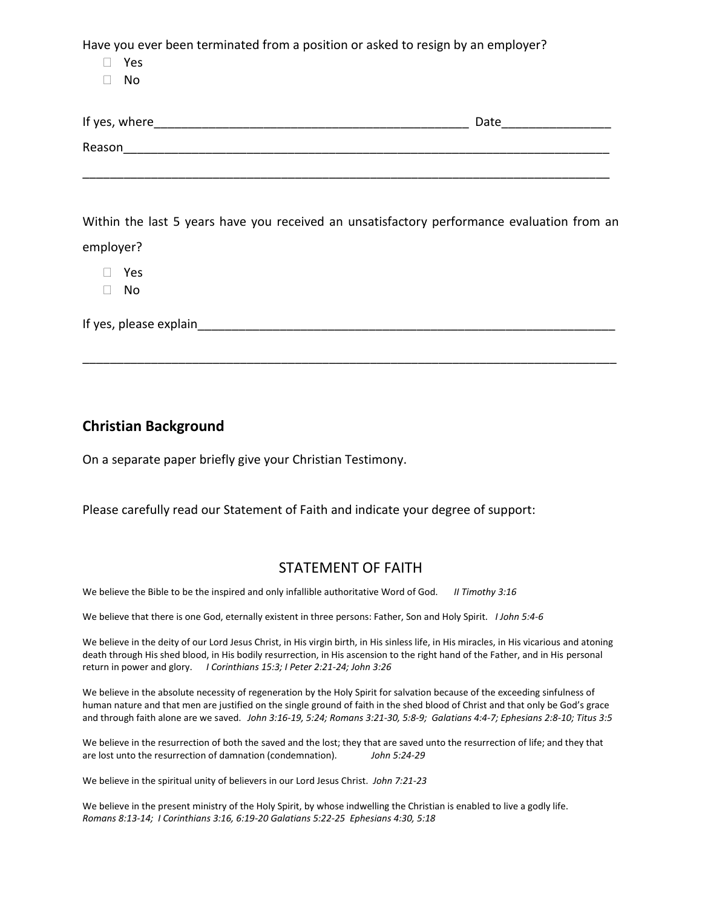Have you ever been terminated from a position or asked to resign by an employer?

- ☐ Yes
- ☐ No

If yes, where_______________________________________________ Date_______________

Reason_________________________________________________________________________

_______________________________________________________________________________

Within the last 5 years have you received an unsatisfactory performance evaluation from an employer?

- ☐ Yes
- ☐ No

If yes, please explain___________________________________________________________

_______________________________________________________________________________

## Christian Background

On a separate paper briefly give your Christian Testimony.

Please carefully read our Statement of Faith and indicate your degree of support:

### STATEMENT OF FAITH

We believe the Bible to be the inspired and only infallible authoritative Word of God. *II Timothy 3:16*

We believe that there is one God, eternally existent in three persons: Father, Son and Holy Spirit. *I John 5:4-6*

We believe in the deity of our Lord Jesus Christ, in His virgin birth, in His sinless life, in His miracles, in His vicarious and atoning death through His shed blood, in His bodily resurrection, in His ascension to the right hand of the Father, and in His personal return in power and glory. *I Corinthians 15:3; I Peter 2:21-24; John 3:26*

We believe in the absolute necessity of regeneration by the Holy Spirit for salvation because of the exceeding sinfulness of human nature and that men are justified on the single ground of faith in the shed blood of Christ and that only be God's grace and through faith alone are we saved. *John 3:16-19, 5:24; Romans 3:21-30, 5:8-9; Galatians 4:4-7; Ephesians 2:8-10; Titus 3:5*

We believe in the resurrection of both the saved and the lost; they that are saved unto the resurrection of life; and they that are lost unto the resurrection of damnation (condemnation). *John 5:24-29*

We believe in the spiritual unity of believers in our Lord Jesus Christ. *John 7:21-23*

We believe in the present ministry of the Holy Spirit, by whose indwelling the Christian is enabled to live a godly life. *Romans 8:13-14; I Corinthians 3:16, 6:19-20 Galatians 5:22-25 Ephesians 4:30, 5:18*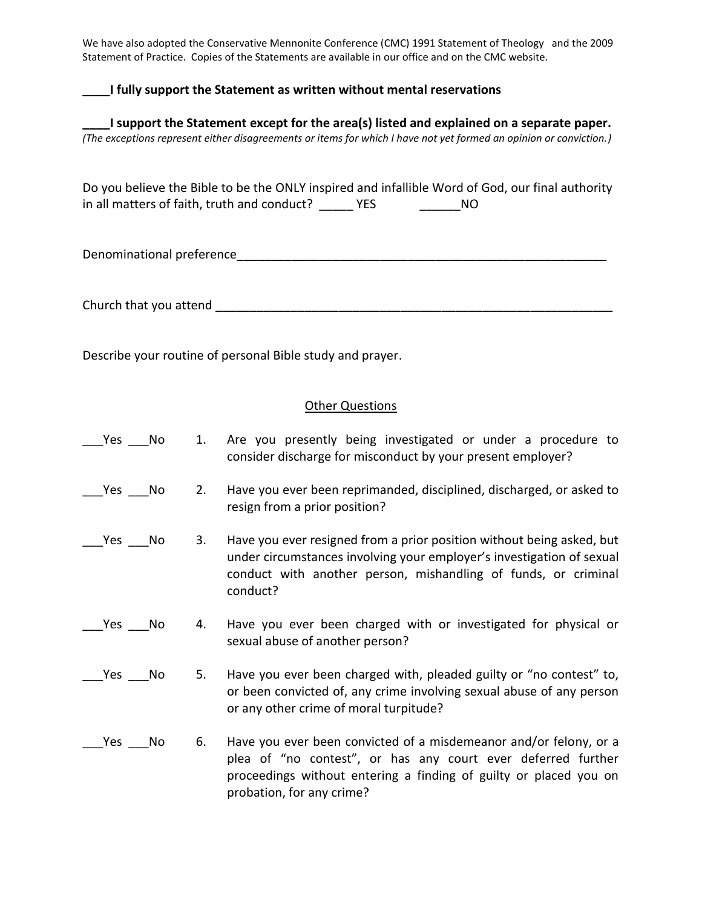We have also adopted the Conservative Mennonite Conference (CMC) 1991 Statement of Theology and the 2009 Statement of Practice. Copies of the Statements are available in our office and on the CMC website.

**____I fully support the Statement as written without mental reservations**

**____I support the Statement except for the area(s) listed and explained on a separate paper.**
*(The exceptions represent either disagreements or items for which I have not yet formed an opinion or conviction.)*

Do you believe the Bible to be the ONLY inspired and infallible Word of God, our final authority in all matters of faith, truth and conduct? _____ YES ______NO

Denominational preference_________________________________________________________

Church that you attend ___________________________________________________________

Describe your routine of personal Bible study and prayer.

<u>Other Questions</u>

___Yes ___No 1. Are you presently being investigated or under a procedure to consider discharge for misconduct by your present employer?

___Yes ___No 2. Have you ever been reprimanded, disciplined, discharged, or asked to resign from a prior position?

___Yes ___No 3. Have you ever resigned from a prior position without being asked, but under circumstances involving your employer's investigation of sexual conduct with another person, mishandling of funds, or criminal conduct?

___Yes ___No 4. Have you ever been charged with or investigated for physical or sexual abuse of another person?

___Yes ___No 5. Have you ever been charged with, pleaded guilty or "no contest" to, or been convicted of, any crime involving sexual abuse of any person or any other crime of moral turpitude?

___Yes ___No 6. Have you ever been convicted of a misdemeanor and/or felony, or a plea of "no contest", or has any court ever deferred further proceedings without entering a finding of guilty or placed you on probation, for any crime?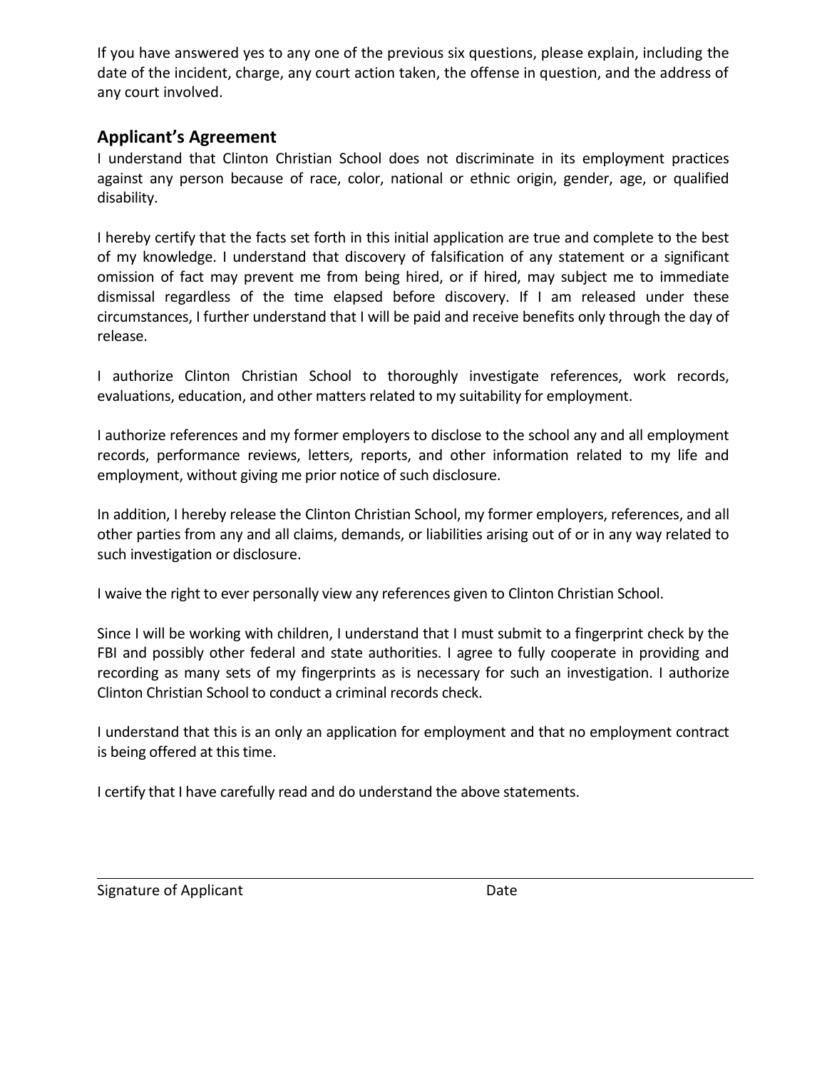If you have answered yes to any one of the previous six questions, please explain, including the date of the incident, charge, any court action taken, the offense in question, and the address of any court involved.

## Applicant's Agreement

I understand that Clinton Christian School does not discriminate in its employment practices against any person because of race, color, national or ethnic origin, gender, age, or qualified disability.

I hereby certify that the facts set forth in this initial application are true and complete to the best of my knowledge. I understand that discovery of falsification of any statement or a significant omission of fact may prevent me from being hired, or if hired, may subject me to immediate dismissal regardless of the time elapsed before discovery. If I am released under these circumstances, I further understand that I will be paid and receive benefits only through the day of release.

I authorize Clinton Christian School to thoroughly investigate references, work records, evaluations, education, and other matters related to my suitability for employment.

I authorize references and my former employers to disclose to the school any and all employment records, performance reviews, letters, reports, and other information related to my life and employment, without giving me prior notice of such disclosure.

In addition, I hereby release the Clinton Christian School, my former employers, references, and all other parties from any and all claims, demands, or liabilities arising out of or in any way related to such investigation or disclosure.

I waive the right to ever personally view any references given to Clinton Christian School.

Since I will be working with children, I understand that I must submit to a fingerprint check by the FBI and possibly other federal and state authorities. I agree to fully cooperate in providing and recording as many sets of my fingerprints as is necessary for such an investigation. I authorize Clinton Christian School to conduct a criminal records check.

I understand that this is an only an application for employment and that no employment contract is being offered at this time.

I certify that I have carefully read and do understand the above statements.

Signature of Applicant Date